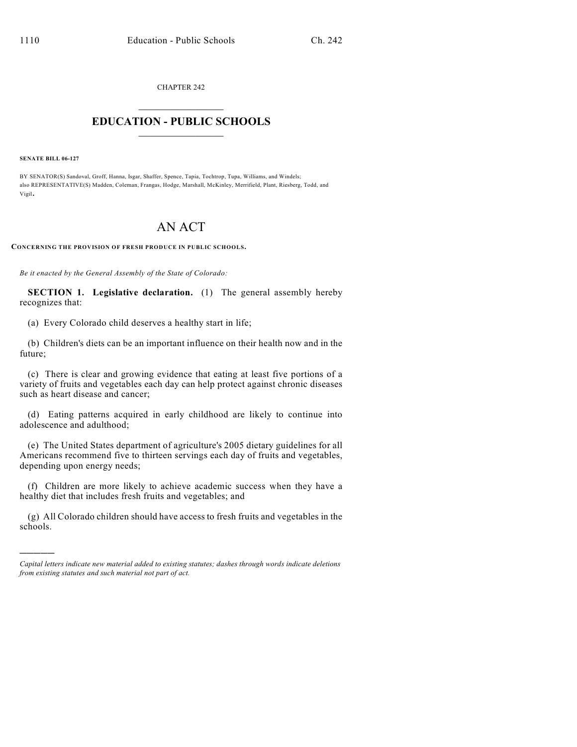CHAPTER 242

# EDUCATION - PUBLIC SCHOOLS

**SENATE BILL 06-127**

BY SENATOR(S) Sandoval, Groff, Hanna, Isgar, Shaffer, Spence, Tapia, Tochtrop, Tupa, Williams, and Windels;
also REPRESENTATIVE(S) Madden, Coleman, Frangas, Hodge, Marshall, McKinley, Merrifield, Plant, Riesberg, Todd, and Vigil.

# AN ACT

**CONCERNING THE PROVISION OF FRESH PRODUCE IN PUBLIC SCHOOLS.**

*Be it enacted by the General Assembly of the State of Colorado:*

**SECTION 1. Legislative declaration.** (1) The general assembly hereby recognizes that:

(a) Every Colorado child deserves a healthy start in life;

(b) Children's diets can be an important influence on their health now and in the future;

(c) There is clear and growing evidence that eating at least five portions of a variety of fruits and vegetables each day can help protect against chronic diseases such as heart disease and cancer;

(d) Eating patterns acquired in early childhood are likely to continue into adolescence and adulthood;

(e) The United States department of agriculture's 2005 dietary guidelines for all Americans recommend five to thirteen servings each day of fruits and vegetables, depending upon energy needs;

(f) Children are more likely to achieve academic success when they have a healthy diet that includes fresh fruits and vegetables; and

(g) All Colorado children should have access to fresh fruits and vegetables in the schools.

---

*Capital letters indicate new material added to existing statutes; dashes through words indicate deletions from existing statutes and such material not part of act.*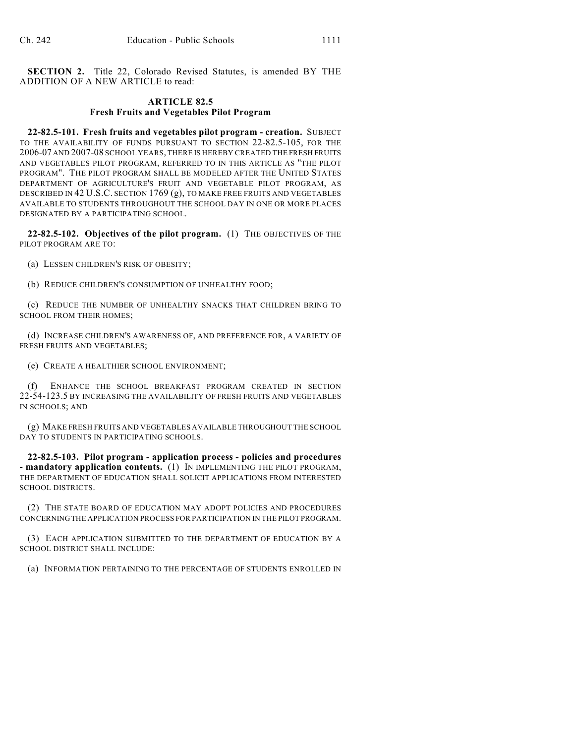**SECTION 2.** Title 22, Colorado Revised Statutes, is amended BY THE ADDITION OF A NEW ARTICLE to read:

## ARTICLE 82.5
## Fresh Fruits and Vegetables Pilot Program

**22-82.5-101. Fresh fruits and vegetables pilot program - creation.** SUBJECT TO THE AVAILABILITY OF FUNDS PURSUANT TO SECTION 22-82.5-105, FOR THE 2006-07 AND 2007-08 SCHOOL YEARS, THERE IS HEREBY CREATED THE FRESH FRUITS AND VEGETABLES PILOT PROGRAM, REFERRED TO IN THIS ARTICLE AS "THE PILOT PROGRAM". THE PILOT PROGRAM SHALL BE MODELED AFTER THE UNITED STATES DEPARTMENT OF AGRICULTURE'S FRUIT AND VEGETABLE PILOT PROGRAM, AS DESCRIBED IN 42 U.S.C. SECTION 1769 (g), TO MAKE FREE FRUITS AND VEGETABLES AVAILABLE TO STUDENTS THROUGHOUT THE SCHOOL DAY IN ONE OR MORE PLACES DESIGNATED BY A PARTICIPATING SCHOOL.

**22-82.5-102. Objectives of the pilot program.** (1) THE OBJECTIVES OF THE PILOT PROGRAM ARE TO:

(a) LESSEN CHILDREN'S RISK OF OBESITY;

(b) REDUCE CHILDREN'S CONSUMPTION OF UNHEALTHY FOOD;

(c) REDUCE THE NUMBER OF UNHEALTHY SNACKS THAT CHILDREN BRING TO SCHOOL FROM THEIR HOMES;

(d) INCREASE CHILDREN'S AWARENESS OF, AND PREFERENCE FOR, A VARIETY OF FRESH FRUITS AND VEGETABLES;

(e) CREATE A HEALTHIER SCHOOL ENVIRONMENT;

(f) ENHANCE THE SCHOOL BREAKFAST PROGRAM CREATED IN SECTION 22-54-123.5 BY INCREASING THE AVAILABILITY OF FRESH FRUITS AND VEGETABLES IN SCHOOLS; AND

(g) MAKE FRESH FRUITS AND VEGETABLES AVAILABLE THROUGHOUT THE SCHOOL DAY TO STUDENTS IN PARTICIPATING SCHOOLS.

**22-82.5-103. Pilot program - application process - policies and procedures - mandatory application contents.** (1) IN IMPLEMENTING THE PILOT PROGRAM, THE DEPARTMENT OF EDUCATION SHALL SOLICIT APPLICATIONS FROM INTERESTED SCHOOL DISTRICTS.

(2) THE STATE BOARD OF EDUCATION MAY ADOPT POLICIES AND PROCEDURES CONCERNING THE APPLICATION PROCESS FOR PARTICIPATION IN THE PILOT PROGRAM.

(3) EACH APPLICATION SUBMITTED TO THE DEPARTMENT OF EDUCATION BY A SCHOOL DISTRICT SHALL INCLUDE:

(a) INFORMATION PERTAINING TO THE PERCENTAGE OF STUDENTS ENROLLED IN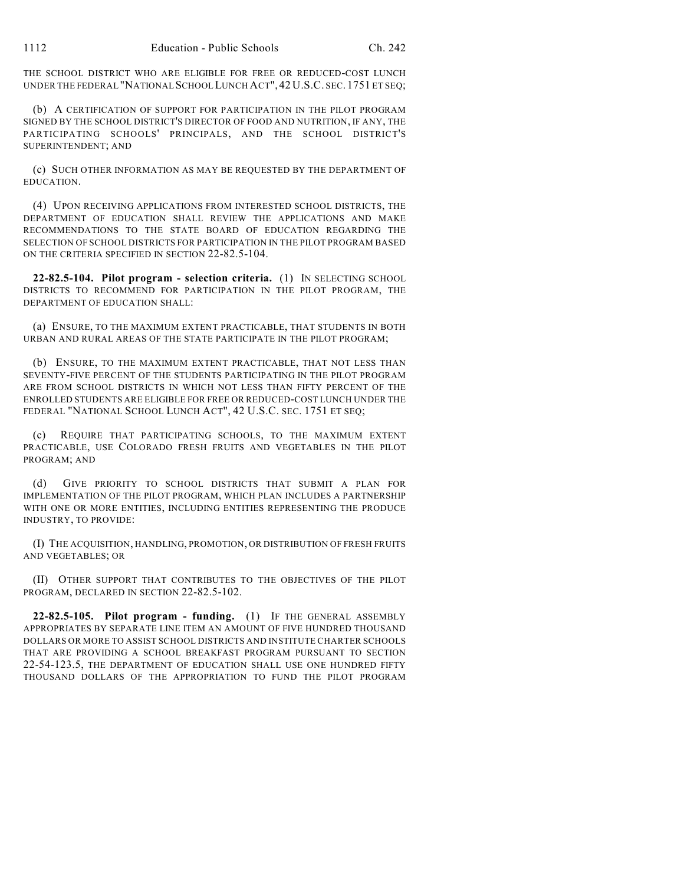THE SCHOOL DISTRICT WHO ARE ELIGIBLE FOR FREE OR REDUCED-COST LUNCH UNDER THE FEDERAL "NATIONAL SCHOOL LUNCH ACT", 42 U.S.C. SEC. 1751 ET SEQ;

(b) A CERTIFICATION OF SUPPORT FOR PARTICIPATION IN THE PILOT PROGRAM SIGNED BY THE SCHOOL DISTRICT'S DIRECTOR OF FOOD AND NUTRITION, IF ANY, THE PARTICIPATING SCHOOLS' PRINCIPALS, AND THE SCHOOL DISTRICT'S SUPERINTENDENT; AND

(c) SUCH OTHER INFORMATION AS MAY BE REQUESTED BY THE DEPARTMENT OF EDUCATION.

(4) UPON RECEIVING APPLICATIONS FROM INTERESTED SCHOOL DISTRICTS, THE DEPARTMENT OF EDUCATION SHALL REVIEW THE APPLICATIONS AND MAKE RECOMMENDATIONS TO THE STATE BOARD OF EDUCATION REGARDING THE SELECTION OF SCHOOL DISTRICTS FOR PARTICIPATION IN THE PILOT PROGRAM BASED ON THE CRITERIA SPECIFIED IN SECTION 22-82.5-104.

**22-82.5-104. Pilot program - selection criteria.** (1) IN SELECTING SCHOOL DISTRICTS TO RECOMMEND FOR PARTICIPATION IN THE PILOT PROGRAM, THE DEPARTMENT OF EDUCATION SHALL:

(a) ENSURE, TO THE MAXIMUM EXTENT PRACTICABLE, THAT STUDENTS IN BOTH URBAN AND RURAL AREAS OF THE STATE PARTICIPATE IN THE PILOT PROGRAM;

(b) ENSURE, TO THE MAXIMUM EXTENT PRACTICABLE, THAT NOT LESS THAN SEVENTY-FIVE PERCENT OF THE STUDENTS PARTICIPATING IN THE PILOT PROGRAM ARE FROM SCHOOL DISTRICTS IN WHICH NOT LESS THAN FIFTY PERCENT OF THE ENROLLED STUDENTS ARE ELIGIBLE FOR FREE OR REDUCED-COST LUNCH UNDER THE FEDERAL "NATIONAL SCHOOL LUNCH ACT", 42 U.S.C. SEC. 1751 ET SEQ;

(c) REQUIRE THAT PARTICIPATING SCHOOLS, TO THE MAXIMUM EXTENT PRACTICABLE, USE COLORADO FRESH FRUITS AND VEGETABLES IN THE PILOT PROGRAM; AND

(d) GIVE PRIORITY TO SCHOOL DISTRICTS THAT SUBMIT A PLAN FOR IMPLEMENTATION OF THE PILOT PROGRAM, WHICH PLAN INCLUDES A PARTNERSHIP WITH ONE OR MORE ENTITIES, INCLUDING ENTITIES REPRESENTING THE PRODUCE INDUSTRY, TO PROVIDE:

(I) THE ACQUISITION, HANDLING, PROMOTION, OR DISTRIBUTION OF FRESH FRUITS AND VEGETABLES; OR

(II) OTHER SUPPORT THAT CONTRIBUTES TO THE OBJECTIVES OF THE PILOT PROGRAM, DECLARED IN SECTION 22-82.5-102.

**22-82.5-105. Pilot program - funding.** (1) IF THE GENERAL ASSEMBLY APPROPRIATES BY SEPARATE LINE ITEM AN AMOUNT OF FIVE HUNDRED THOUSAND DOLLARS OR MORE TO ASSIST SCHOOL DISTRICTS AND INSTITUTE CHARTER SCHOOLS THAT ARE PROVIDING A SCHOOL BREAKFAST PROGRAM PURSUANT TO SECTION 22-54-123.5, THE DEPARTMENT OF EDUCATION SHALL USE ONE HUNDRED FIFTY THOUSAND DOLLARS OF THE APPROPRIATION TO FUND THE PILOT PROGRAM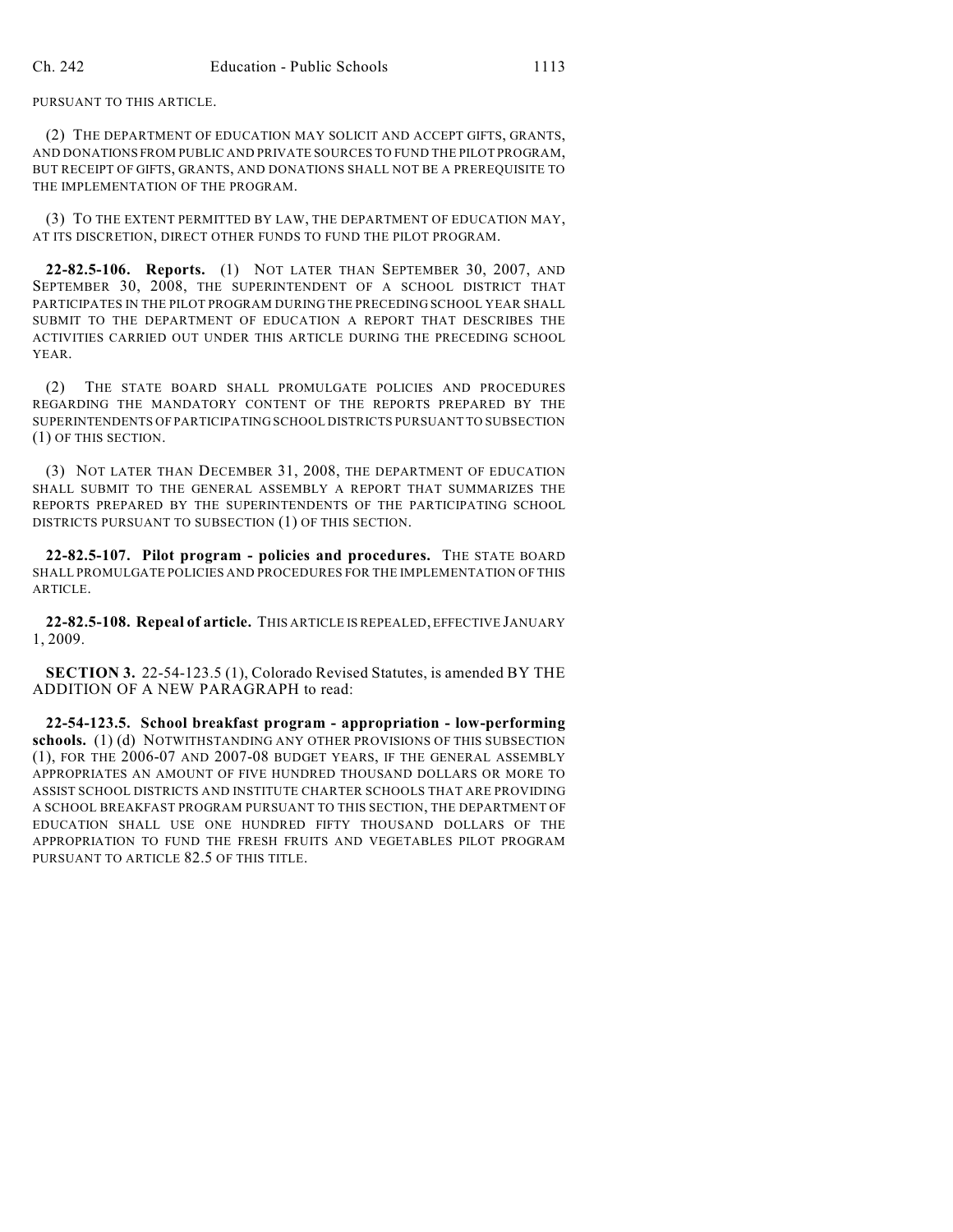PURSUANT TO THIS ARTICLE.

(2) THE DEPARTMENT OF EDUCATION MAY SOLICIT AND ACCEPT GIFTS, GRANTS, AND DONATIONS FROM PUBLIC AND PRIVATE SOURCES TO FUND THE PILOT PROGRAM, BUT RECEIPT OF GIFTS, GRANTS, AND DONATIONS SHALL NOT BE A PREREQUISITE TO THE IMPLEMENTATION OF THE PROGRAM.

(3) TO THE EXTENT PERMITTED BY LAW, THE DEPARTMENT OF EDUCATION MAY, AT ITS DISCRETION, DIRECT OTHER FUNDS TO FUND THE PILOT PROGRAM.

**22-82.5-106. Reports.** (1) NOT LATER THAN SEPTEMBER 30, 2007, AND SEPTEMBER 30, 2008, THE SUPERINTENDENT OF A SCHOOL DISTRICT THAT PARTICIPATES IN THE PILOT PROGRAM DURING THE PRECEDING SCHOOL YEAR SHALL SUBMIT TO THE DEPARTMENT OF EDUCATION A REPORT THAT DESCRIBES THE ACTIVITIES CARRIED OUT UNDER THIS ARTICLE DURING THE PRECEDING SCHOOL YEAR.

(2) THE STATE BOARD SHALL PROMULGATE POLICIES AND PROCEDURES REGARDING THE MANDATORY CONTENT OF THE REPORTS PREPARED BY THE SUPERINTENDENTS OF PARTICIPATING SCHOOL DISTRICTS PURSUANT TO SUBSECTION (1) OF THIS SECTION.

(3) NOT LATER THAN DECEMBER 31, 2008, THE DEPARTMENT OF EDUCATION SHALL SUBMIT TO THE GENERAL ASSEMBLY A REPORT THAT SUMMARIZES THE REPORTS PREPARED BY THE SUPERINTENDENTS OF THE PARTICIPATING SCHOOL DISTRICTS PURSUANT TO SUBSECTION (1) OF THIS SECTION.

**22-82.5-107. Pilot program - policies and procedures.** THE STATE BOARD SHALL PROMULGATE POLICIES AND PROCEDURES FOR THE IMPLEMENTATION OF THIS ARTICLE.

**22-82.5-108. Repeal of article.** THIS ARTICLE IS REPEALED, EFFECTIVE JANUARY 1, 2009.

**SECTION 3.** 22-54-123.5 (1), Colorado Revised Statutes, is amended BY THE ADDITION OF A NEW PARAGRAPH to read:

**22-54-123.5. School breakfast program - appropriation - low-performing schools.** (1) (d) NOTWITHSTANDING ANY OTHER PROVISIONS OF THIS SUBSECTION (1), FOR THE 2006-07 AND 2007-08 BUDGET YEARS, IF THE GENERAL ASSEMBLY APPROPRIATES AN AMOUNT OF FIVE HUNDRED THOUSAND DOLLARS OR MORE TO ASSIST SCHOOL DISTRICTS AND INSTITUTE CHARTER SCHOOLS THAT ARE PROVIDING A SCHOOL BREAKFAST PROGRAM PURSUANT TO THIS SECTION, THE DEPARTMENT OF EDUCATION SHALL USE ONE HUNDRED FIFTY THOUSAND DOLLARS OF THE APPROPRIATION TO FUND THE FRESH FRUITS AND VEGETABLES PILOT PROGRAM PURSUANT TO ARTICLE 82.5 OF THIS TITLE.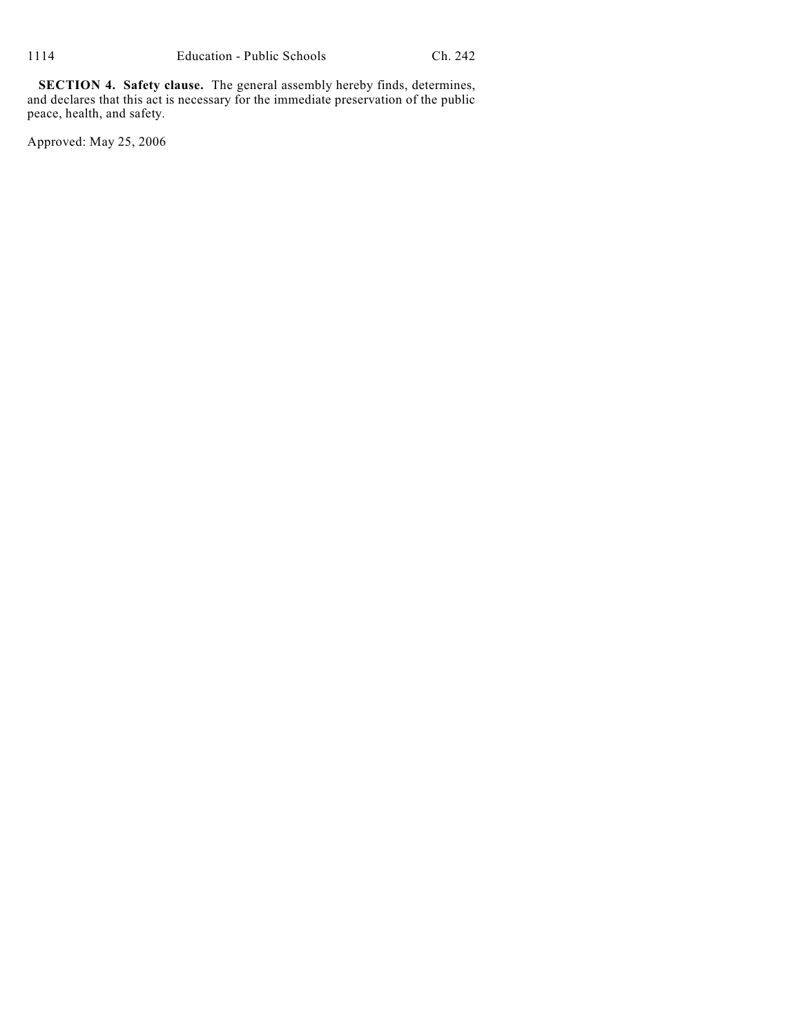**SECTION 4. Safety clause.** The general assembly hereby finds, determines, and declares that this act is necessary for the immediate preservation of the public peace, health, and safety.

Approved: May 25, 2006